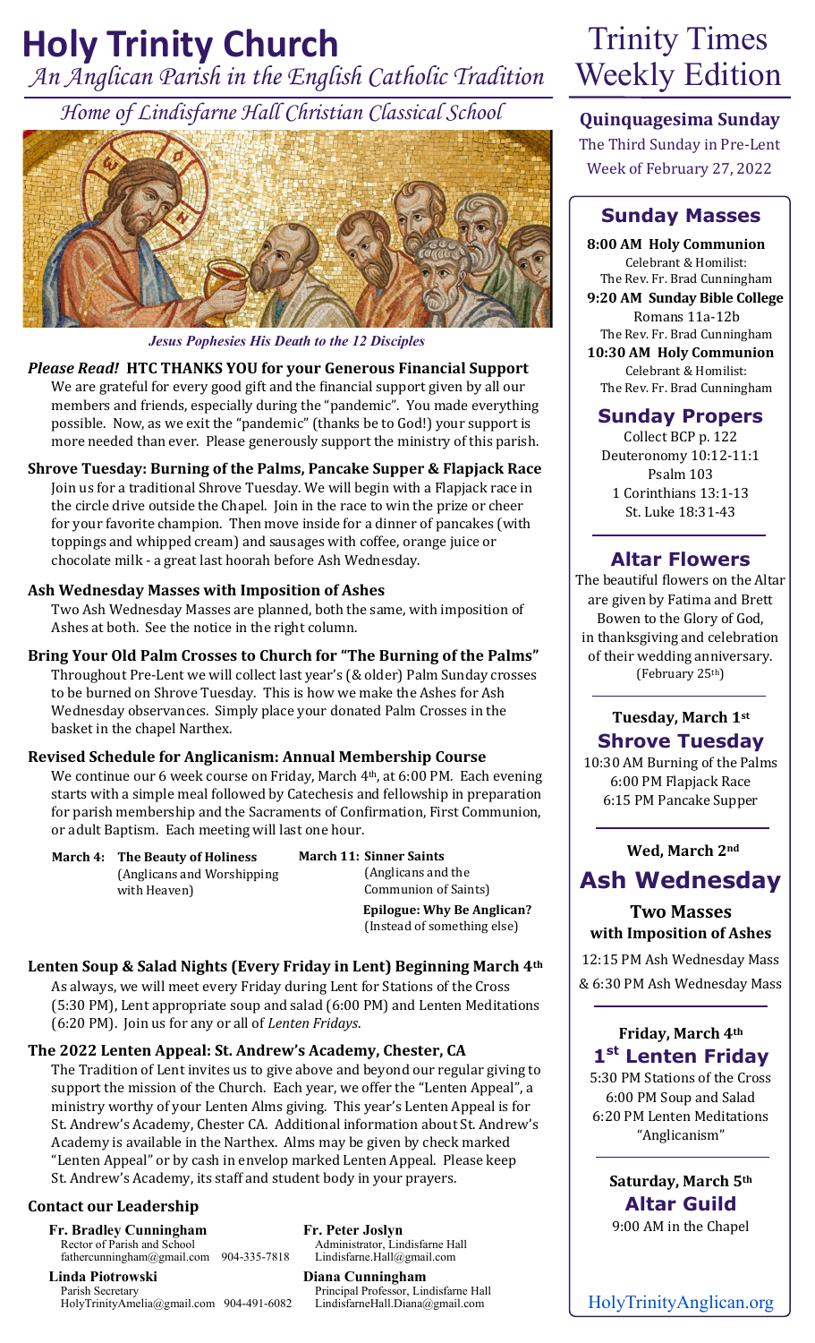# Holy Trinity Church

*An Anglican Parish in the English Catholic Tradition*

*Home of Lindisfarne Hall Christian Classical School*

*Jesus Pophesies His Death to the 12 Disciples*

# Trinity Times Weekly Edition

**Quinquagesima Sunday**
The Third Sunday in Pre-Lent
Week of February 27, 2022

### *Please Read!* HTC THANKS YOU for your Generous Financial Support

We are grateful for every good gift and the financial support given by all our members and friends, especially during the "pandemic". You made everything possible. Now, as we exit the "pandemic" (thanks be to God!) your support is more needed than ever. Please generously support the ministry of this parish.

### Shrove Tuesday: Burning of the Palms, Pancake Supper & Flapjack Race

Join us for a traditional Shrove Tuesday. We will begin with a Flapjack race in the circle drive outside the Chapel. Join in the race to win the prize or cheer for your favorite champion. Then move inside for a dinner of pancakes (with toppings and whipped cream) and sausages with coffee, orange juice or chocolate milk - a great last hoorah before Ash Wednesday.

### Ash Wednesday Masses with Imposition of Ashes

Two Ash Wednesday Masses are planned, both the same, with imposition of Ashes at both. See the notice in the right column.

### Bring Your Old Palm Crosses to Church for "The Burning of the Palms"

Throughout Pre-Lent we will collect last year's (& older) Palm Sunday crosses to be burned on Shrove Tuesday. This is how we make the Ashes for Ash Wednesday observances. Simply place your donated Palm Crosses in the basket in the chapel Narthex.

### Revised Schedule for Anglicanism: Annual Membership Course

We continue our 6 week course on Friday, March 4th, at 6:00 PM. Each evening starts with a simple meal followed by Catechesis and fellowship in preparation for parish membership and the Sacraments of Confirmation, First Communion, or adult Baptism. Each meeting will last one hour.

**March 4: The Beauty of Holiness**
(Anglicans and Worshipping with Heaven)

**March 11: Sinner Saints**
(Anglicans and the Communion of Saints)
**Epilogue: Why Be Anglican?**
(Instead of something else)

### Lenten Soup & Salad Nights (Every Friday in Lent) Beginning March 4th

As always, we will meet every Friday during Lent for Stations of the Cross (5:30 PM), Lent appropriate soup and salad (6:00 PM) and Lenten Meditations (6:20 PM). Join us for any or all of *Lenten Fridays*.

### The 2022 Lenten Appeal: St. Andrew's Academy, Chester, CA

The Tradition of Lent invites us to give above and beyond our regular giving to support the mission of the Church. Each year, we offer the "Lenten Appeal", a ministry worthy of your Lenten Alms giving. This year's Lenten Appeal is for St. Andrew's Academy, Chester CA. Additional information about St. Andrew's Academy is available in the Narthex. Alms may be given by check marked "Lenten Appeal" or by cash in envelop marked Lenten Appeal. Please keep St. Andrew's Academy, its staff and student body in your prayers.

### Contact our Leadership

**Fr. Bradley Cunningham**
Rector of Parish and School
fathercunningham@gmail.com 904-335-7818

**Fr. Peter Joslyn**
Administrator, Lindisfarne Hall
Lindisfarne.Hall@gmail.com

**Linda Piotrowski**
Parish Secretary
HolyTrinityAmelia@gmail.com 904-491-6082

**Diana Cunningham**
Principal Professor, Lindisfarne Hall
LindisfarneHall.Diana@gmail.com

## Sunday Masses

**8:00 AM Holy Communion**
Celebrant & Homilist:
The Rev. Fr. Brad Cunningham

**9:20 AM Sunday Bible College**
Romans 11a-12b
The Rev. Fr. Brad Cunningham

**10:30 AM Holy Communion**
Celebrant & Homilist:
The Rev. Fr. Brad Cunningham

## Sunday Propers

Collect BCP p. 122
Deuteronomy 10:12-11:1
Psalm 103
1 Corinthians 13:1-13
St. Luke 18:31-43

## Altar Flowers

The beautiful flowers on the Altar are given by Fatima and Brett Bowen to the Glory of God, in thanksgiving and celebration of their wedding anniversary. (February 25th)

**Tuesday, March 1st**
## Shrove Tuesday

10:30 AM Burning of the Palms
6:00 PM Flapjack Race
6:15 PM Pancake Supper

**Wed, March 2nd**
## Ash Wednesday

**Two Masses with Imposition of Ashes**

12:15 PM Ash Wednesday Mass
& 6:30 PM Ash Wednesday Mass

**Friday, March 4th**
## 1st Lenten Friday

5:30 PM Stations of the Cross
6:00 PM Soup and Salad
6:20 PM Lenten Meditations
"Anglicanism"

**Saturday, March 5th**
## Altar Guild

9:00 AM in the Chapel

HolyTrinityAnglican.org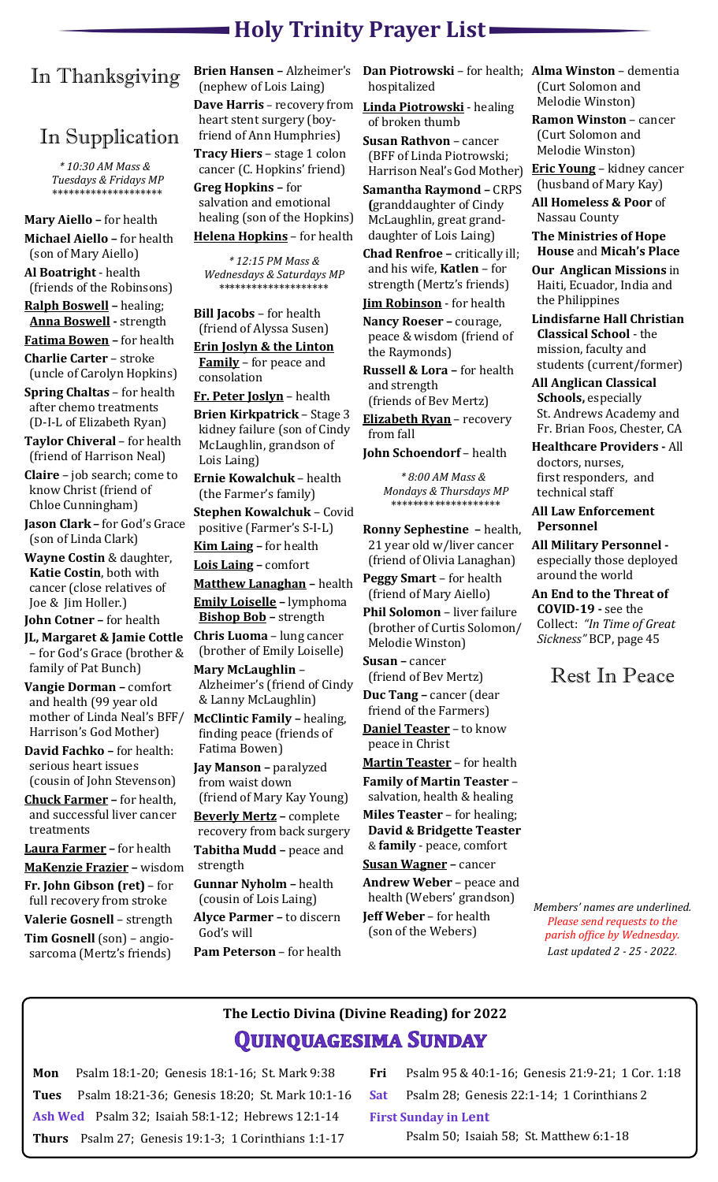# Holy Trinity Prayer List

## In Thanksgiving

## In Supplication

*\* 10:30 AM Mass & Tuesdays & Fridays MP*
\*\*\*\*\*\*\*\*\*\*\*\*\*\*\*\*\*\*\*\*

**Mary Aiello –** for health

**Michael Aiello –** for health (son of Mary Aiello)

**Al Boatright** - health (friends of the Robinsons)

**Ralph Boswell –** healing; **Anna Boswell -** strength

**Fatima Bowen –** for health

**Charlie Carter** – stroke (uncle of Carolyn Hopkins)

**Spring Chaltas** – for health after chemo treatments (D-I-L of Elizabeth Ryan)

**Taylor Chiveral** – for health (friend of Harrison Neal)

**Claire** – job search; come to know Christ (friend of Chloe Cunningham)

**Jason Clark –** for God's Grace (son of Linda Clark)

**Wayne Costin** & daughter, **Katie Costin**, both with cancer (close relatives of Joe & Jim Holler.)

**John Cotner –** for health

**JL, Margaret & Jamie Cottle** – for God's Grace (brother & family of Pat Bunch)

**Vangie Dorman –** comfort and health (99 year old mother of Linda Neal's BFF/ Harrison's God Mother)

**David Fachko –** for health: serious heart issues (cousin of John Stevenson)

**Chuck Farmer –** for health, and successful liver cancer treatments

**Laura Farmer –** for health

**MaKenzie Frazier –** wisdom

**Fr. John Gibson (ret) –** for full recovery from stroke

**Valerie Gosnell** – strength

**Tim Gosnell** (son) – angio-sarcoma (Mertz's friends)

**Brien Hansen –** Alzheimer's (nephew of Lois Laing)

**Dave Harris** - recovery from heart stent surgery (boy-friend of Ann Humphries)

**Tracy Hiers** – stage 1 colon cancer (C. Hopkins' friend)

**Greg Hopkins –** for salvation and emotional healing (son of the Hopkins)

**Helena Hopkins** – for health

*\* 12:15 PM Mass & Wednesdays & Saturdays MP*
\*\*\*\*\*\*\*\*\*\*\*\*\*\*\*\*\*\*\*\*

**Bill Jacobs** – for health (friend of Alyssa Susen)

**Erin Joslyn & the Linton Family** – for peace and consolation

**Fr. Peter Joslyn** – health

**Brien Kirkpatrick** – Stage 3 kidney failure (son of Cindy McLaughlin, grandson of Lois Laing)

**Ernie Kowalchuk** – health (the Farmer's family)

**Stephen Kowalchuk** – Covid positive (Farmer's S-I-L)

**Kim Laing –** for health

**Lois Laing –** comfort

**Matthew Lanaghan –** health

**Emily Loiselle –** lymphoma **Bishop Bob –** strength

**Chris Luoma** – lung cancer (brother of Emily Loiselle)

**Mary McLaughlin** – Alzheimer's (friend of Cindy & Lanny McLaughlin)

**McClintic Family –** healing, finding peace (friends of Fatima Bowen)

**Jay Manson –** paralyzed from waist down (friend of Mary Kay Young)

**Beverly Mertz –** complete recovery from back surgery

**Tabitha Mudd –** peace and strength

**Gunnar Nyholm –** health (cousin of Lois Laing)

**Alyce Parmer –** to discern God's will

**Pam Peterson** – for health

**Dan Piotrowski** – for health; hospitalized

**Linda Piotrowski** - healing of broken thumb

**Susan Rathvon** – cancer (BFF of Linda Piotrowski; Harrison Neal's God Mother)

**Samantha Raymond –** CRPS (granddaughter of Cindy McLaughlin, great grand-daughter of Lois Laing)

**Chad Renfroe –** critically ill; and his wife, **Katlen** – for strength (Mertz's friends)

**Jim Robinson** - for health

**Nancy Roeser –** courage, peace & wisdom (friend of the Raymonds)

**Russell & Lora –** for health and strength (friends of Bev Mertz)

**Elizabeth Ryan** – recovery from fall

**John Schoendorf** – health

*\* 8:00 AM Mass & Mondays & Thursdays MP*
\*\*\*\*\*\*\*\*\*\*\*\*\*\*\*\*\*\*\*\*

**Ronny Sephestine –** health, 21 year old w/liver cancer (friend of Olivia Lanaghan)

**Peggy Smart** – for health (friend of Mary Aiello)

**Phil Solomon** – liver failure (brother of Curtis Solomon/ Melodie Winston)

**Susan –** cancer (friend of Bev Mertz)

**Duc Tang –** cancer (dear friend of the Farmers)

**Daniel Teaster** – to know peace in Christ

**Martin Teaster** – for health

**Family of Martin Teaster** – salvation, health & healing

**Miles Teaster** – for healing; **David & Bridgette Teaster** & **family** - peace, comfort

**Susan Wagner –** cancer

**Andrew Weber** – peace and health (Webers' grandson)

**Jeff Weber** – for health (son of the Webers)

**Alma Winston** – dementia (Curt Solomon and Melodie Winston)

**Ramon Winston** – cancer (Curt Solomon and Melodie Winston)

**Eric Young** – kidney cancer (husband of Mary Kay)

**All Homeless & Poor** of Nassau County

**The Ministries of Hope House** and **Micah's Place**

**Our Anglican Missions** in Haiti, Ecuador, India and the Philippines

**Lindisfarne Hall Christian Classical School** - the mission, faculty and students (current/former)

**All Anglican Classical Schools,** especially St. Andrews Academy and Fr. Brian Foos, Chester, CA

**Healthcare Providers -** All doctors, nurses, first responders, and technical staff

**All Law Enforcement Personnel**

**All Military Personnel -** especially those deployed around the world

**An End to the Threat of COVID-19 -** see the Collect: *"In Time of Great Sickness"* BCP, page 45

## Rest In Peace

*Members' names are underlined.*
*Please send requests to the parish office by Wednesday.*
*Last updated 2 - 25 - 2022.*

---

### The Lectio Divina (Divine Reading) for 2022

## Quinquagesima Sunday

**Mon** Psalm 18:1-20; Genesis 18:1-16; St. Mark 9:38

**Tues** Psalm 18:21-36; Genesis 18:20; St. Mark 10:1-16

**Ash Wed** Psalm 32; Isaiah 58:1-12; Hebrews 12:1-14

**Thurs** Psalm 27; Genesis 19:1-3; 1 Corinthians 1:1-17

**Fri** Psalm 95 & 40:1-16; Genesis 21:9-21; 1 Cor. 1:18

**Sat** Psalm 28; Genesis 22:1-14; 1 Corinthians 2

**First Sunday in Lent**
Psalm 50; Isaiah 58; St. Matthew 6:1-18